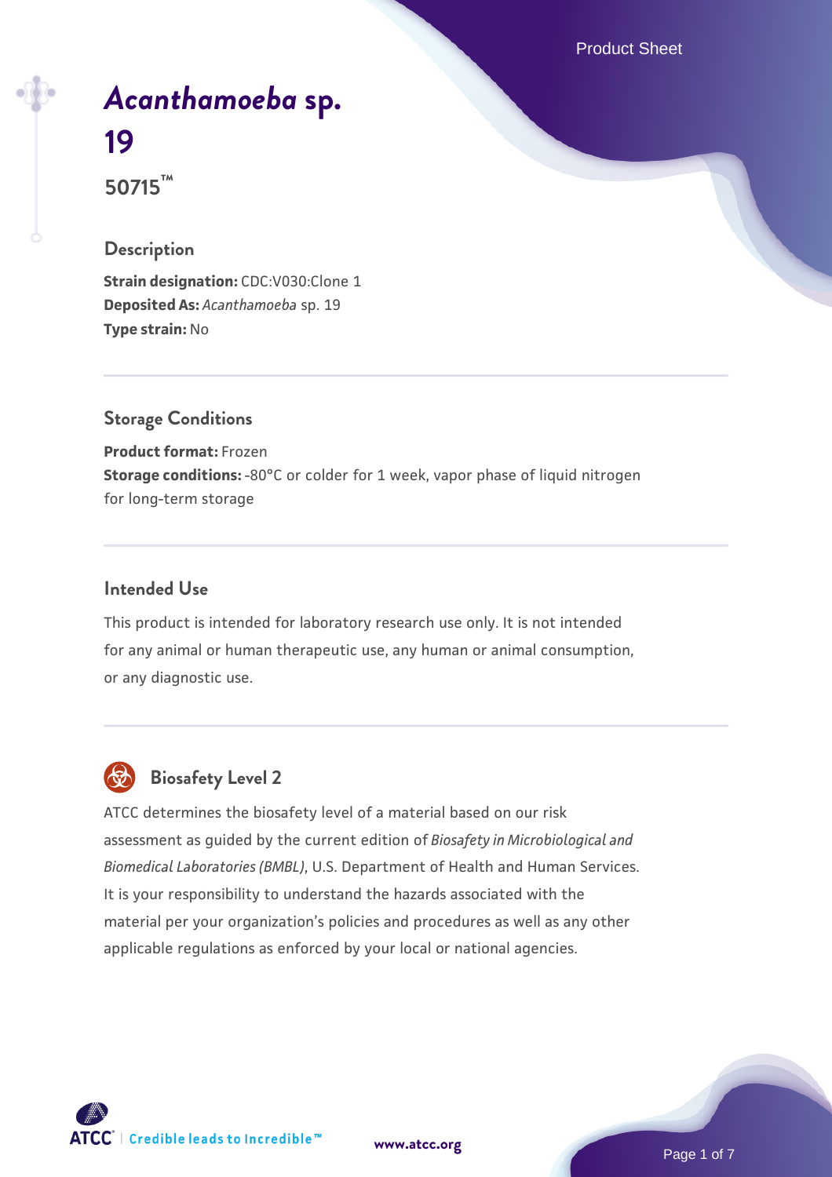# *Acanthamoeba* sp. 19

**50715™**

## Description

**Strain designation:** CDC:V030:Clone 1
**Deposited As:** *Acanthamoeba* sp. 19
**Type strain:** No

## Storage Conditions

**Product format:** Frozen
**Storage conditions:** -80°C or colder for 1 week, vapor phase of liquid nitrogen for long-term storage

## Intended Use

This product is intended for laboratory research use only. It is not intended for any animal or human therapeutic use, any human or animal consumption, or any diagnostic use.

## Biosafety Level 2

ATCC determines the biosafety level of a material based on our risk assessment as guided by the current edition of *Biosafety in Microbiological and Biomedical Laboratories (BMBL)*, U.S. Department of Health and Human Services. It is your responsibility to understand the hazards associated with the material per your organization's policies and procedures as well as any other applicable regulations as enforced by your local or national agencies.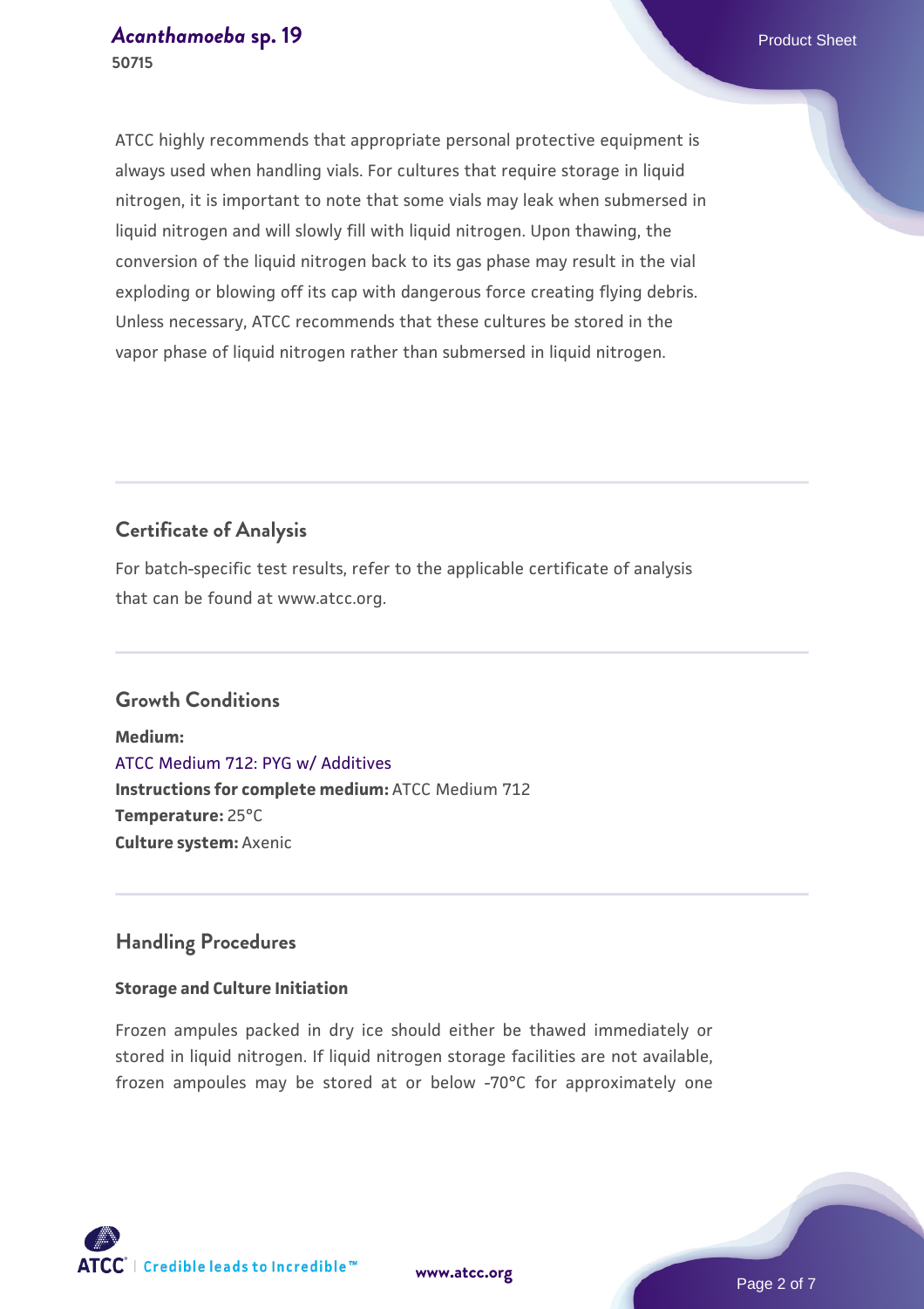ATCC highly recommends that appropriate personal protective equipment is always used when handling vials. For cultures that require storage in liquid nitrogen, it is important to note that some vials may leak when submersed in liquid nitrogen and will slowly fill with liquid nitrogen. Upon thawing, the conversion of the liquid nitrogen back to its gas phase may result in the vial exploding or blowing off its cap with dangerous force creating flying debris. Unless necessary, ATCC recommends that these cultures be stored in the vapor phase of liquid nitrogen rather than submersed in liquid nitrogen.

## Certificate of Analysis

For batch-specific test results, refer to the applicable certificate of analysis that can be found at www.atcc.org.

## Growth Conditions

**Medium:**
ATCC Medium 712: PYG w/ Additives
**Instructions for complete medium:** ATCC Medium 712
**Temperature:** 25°C
**Culture system:** Axenic

## Handling Procedures

### Storage and Culture Initiation

Frozen ampules packed in dry ice should either be thawed immediately or stored in liquid nitrogen. If liquid nitrogen storage facilities are not available, frozen ampoules may be stored at or below -70°C for approximately one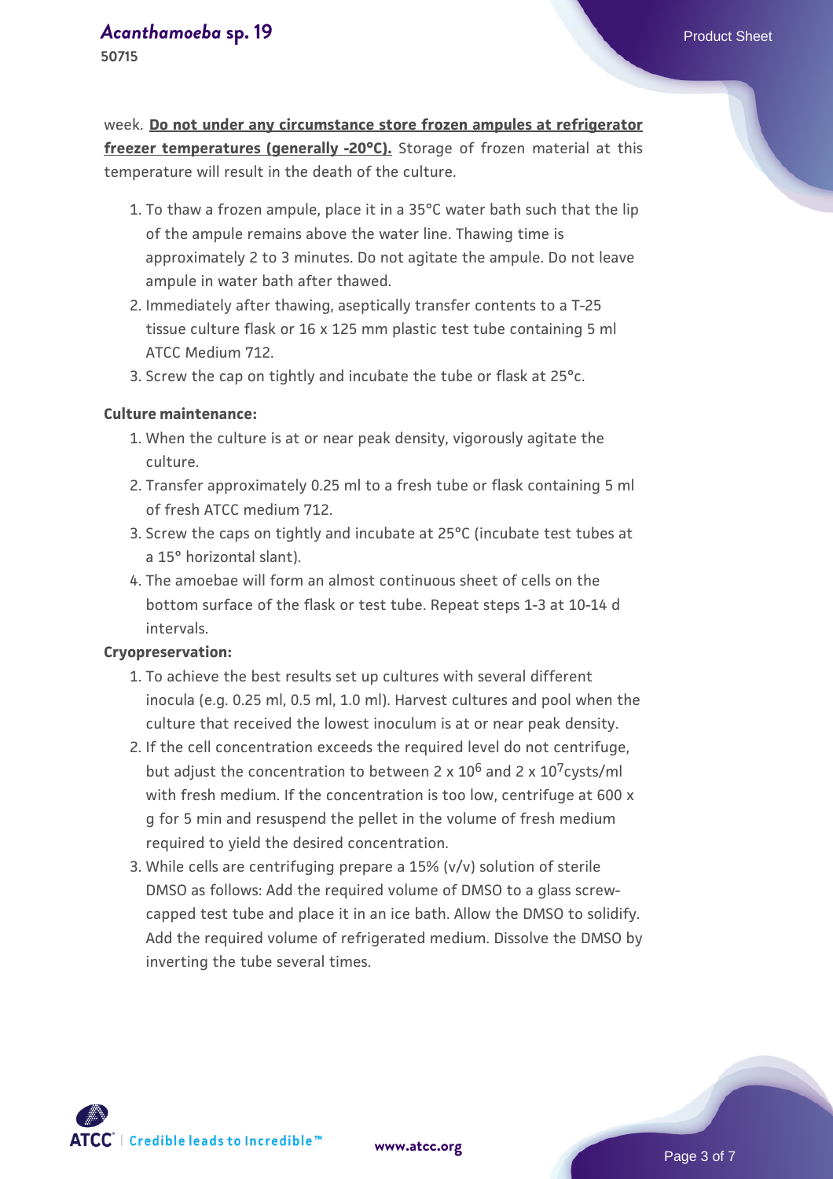week. **Do not under any circumstance store frozen ampules at refrigerator freezer temperatures (generally -20°C).** Storage of frozen material at this temperature will result in the death of the culture.

1. To thaw a frozen ampule, place it in a 35°C water bath such that the lip of the ampule remains above the water line. Thawing time is approximately 2 to 3 minutes. Do not agitate the ampule. Do not leave ampule in water bath after thawed.
2. Immediately after thawing, aseptically transfer contents to a T-25 tissue culture flask or 16 x 125 mm plastic test tube containing 5 ml ATCC Medium 712.
3. Screw the cap on tightly and incubate the tube or flask at 25°c.

**Culture maintenance:**

1. When the culture is at or near peak density, vigorously agitate the culture.
2. Transfer approximately 0.25 ml to a fresh tube or flask containing 5 ml of fresh ATCC medium 712.
3. Screw the caps on tightly and incubate at 25°C (incubate test tubes at a 15° horizontal slant).
4. The amoebae will form an almost continuous sheet of cells on the bottom surface of the flask or test tube. Repeat steps 1-3 at 10-14 d intervals.

**Cryopreservation:**

1. To achieve the best results set up cultures with several different inocula (e.g. 0.25 ml, 0.5 ml, 1.0 ml). Harvest cultures and pool when the culture that received the lowest inoculum is at or near peak density.
2. If the cell concentration exceeds the required level do not centrifuge, but adjust the concentration to between $2 \times 10^6$ and $2 \times 10^7$ cysts/ml with fresh medium. If the concentration is too low, centrifuge at 600 x g for 5 min and resuspend the pellet in the volume of fresh medium required to yield the desired concentration.
3. While cells are centrifuging prepare a 15% (v/v) solution of sterile DMSO as follows: Add the required volume of DMSO to a glass screw-capped test tube and place it in an ice bath. Allow the DMSO to solidify. Add the required volume of refrigerated medium. Dissolve the DMSO by inverting the tube several times.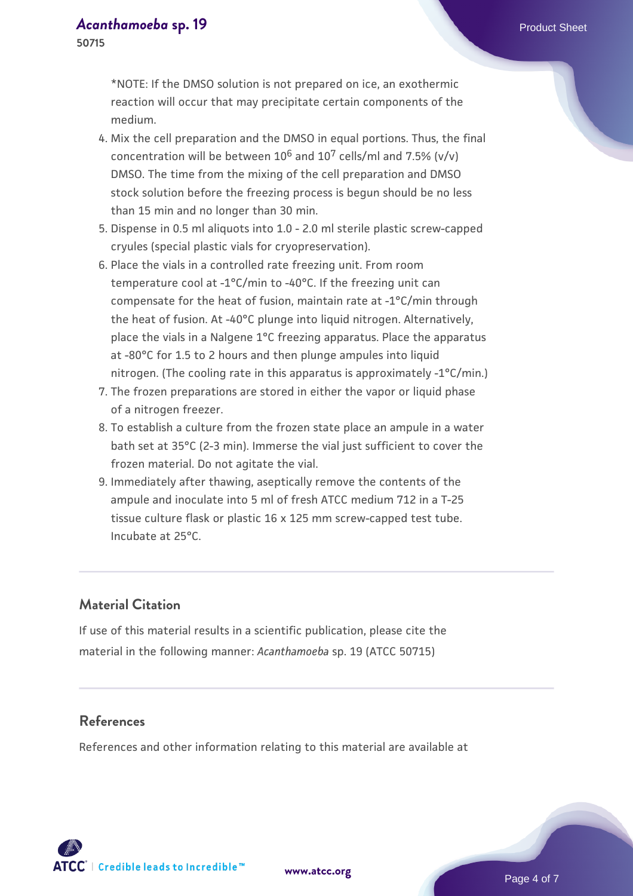*NOTE: If the DMSO solution is not prepared on ice, an exothermic reaction will occur that may precipitate certain components of the medium.

4. Mix the cell preparation and the DMSO in equal portions. Thus, the final concentration will be between $10^6$ and $10^7$ cells/ml and 7.5% (v/v) DMSO. The time from the mixing of the cell preparation and DMSO stock solution before the freezing process is begun should be no less than 15 min and no longer than 30 min.
5. Dispense in 0.5 ml aliquots into 1.0 - 2.0 ml sterile plastic screw-capped cryules (special plastic vials for cryopreservation).
6. Place the vials in a controlled rate freezing unit. From room temperature cool at -1°C/min to -40°C. If the freezing unit can compensate for the heat of fusion, maintain rate at -1°C/min through the heat of fusion. At -40°C plunge into liquid nitrogen. Alternatively, place the vials in a Nalgene 1°C freezing apparatus. Place the apparatus at -80°C for 1.5 to 2 hours and then plunge ampules into liquid nitrogen. (The cooling rate in this apparatus is approximately -1°C/min.)
7. The frozen preparations are stored in either the vapor or liquid phase of a nitrogen freezer.
8. To establish a culture from the frozen state place an ampule in a water bath set at 35°C (2-3 min). Immerse the vial just sufficient to cover the frozen material. Do not agitate the vial.
9. Immediately after thawing, aseptically remove the contents of the ampule and inoculate into 5 ml of fresh ATCC medium 712 in a T-25 tissue culture flask or plastic 16 x 125 mm screw-capped test tube. Incubate at 25°C.

## Material Citation

If use of this material results in a scientific publication, please cite the material in the following manner: *Acanthamoeba* sp. 19 (ATCC 50715)

## References

References and other information relating to this material are available at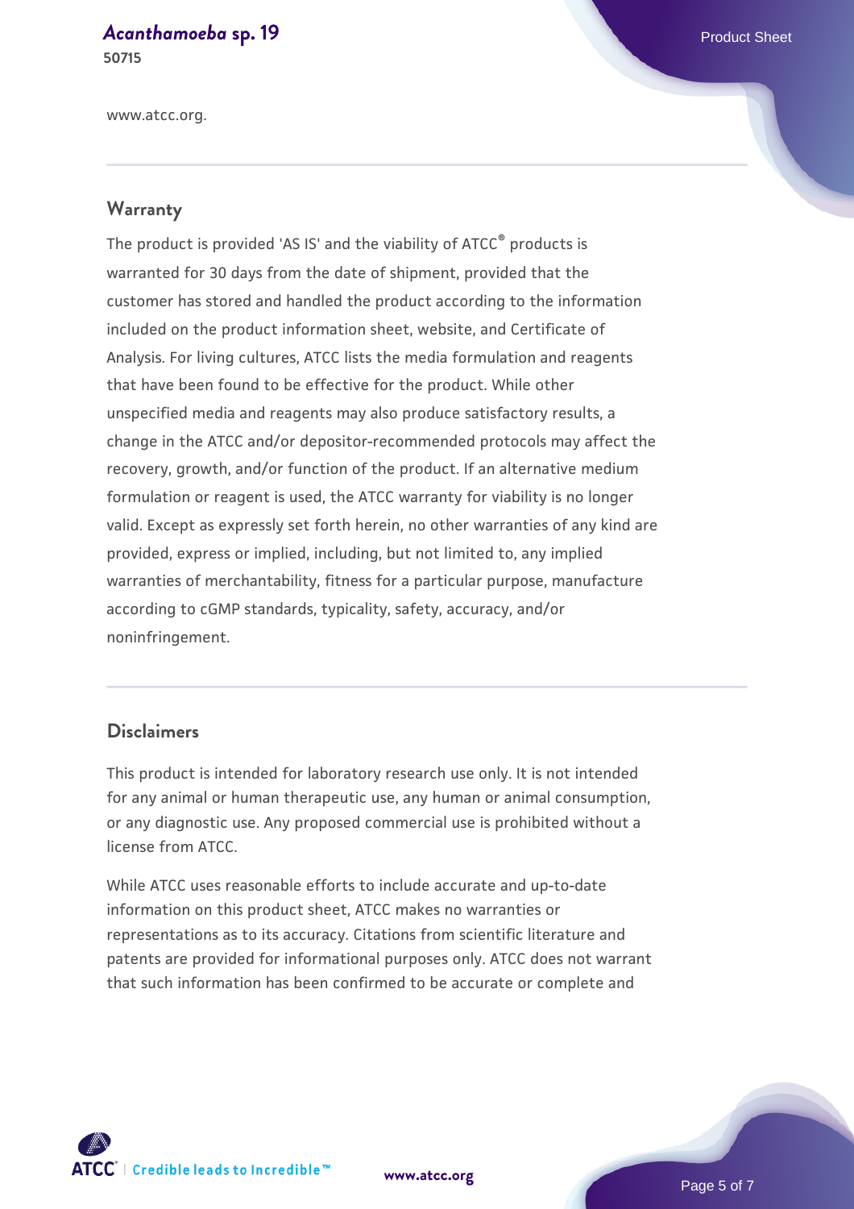www.atcc.org.

## Warranty

The product is provided 'AS IS' and the viability of ATCC® products is warranted for 30 days from the date of shipment, provided that the customer has stored and handled the product according to the information included on the product information sheet, website, and Certificate of Analysis. For living cultures, ATCC lists the media formulation and reagents that have been found to be effective for the product. While other unspecified media and reagents may also produce satisfactory results, a change in the ATCC and/or depositor-recommended protocols may affect the recovery, growth, and/or function of the product. If an alternative medium formulation or reagent is used, the ATCC warranty for viability is no longer valid. Except as expressly set forth herein, no other warranties of any kind are provided, express or implied, including, but not limited to, any implied warranties of merchantability, fitness for a particular purpose, manufacture according to cGMP standards, typicality, safety, accuracy, and/or noninfringement.

## Disclaimers

This product is intended for laboratory research use only. It is not intended for any animal or human therapeutic use, any human or animal consumption, or any diagnostic use. Any proposed commercial use is prohibited without a license from ATCC.

While ATCC uses reasonable efforts to include accurate and up-to-date information on this product sheet, ATCC makes no warranties or representations as to its accuracy. Citations from scientific literature and patents are provided for informational purposes only. ATCC does not warrant that such information has been confirmed to be accurate or complete and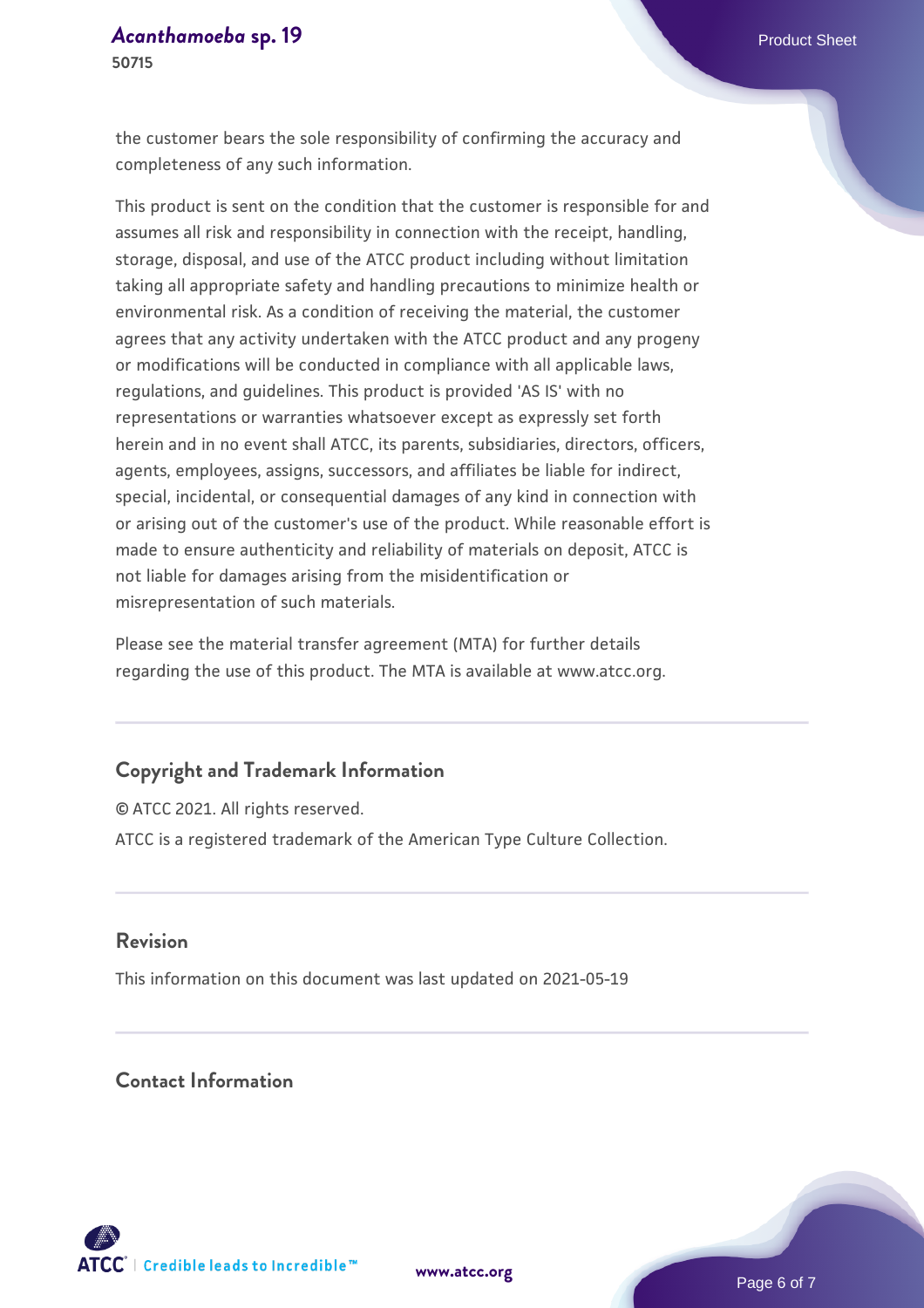the customer bears the sole responsibility of confirming the accuracy and completeness of any such information.

This product is sent on the condition that the customer is responsible for and assumes all risk and responsibility in connection with the receipt, handling, storage, disposal, and use of the ATCC product including without limitation taking all appropriate safety and handling precautions to minimize health or environmental risk. As a condition of receiving the material, the customer agrees that any activity undertaken with the ATCC product and any progeny or modifications will be conducted in compliance with all applicable laws, regulations, and guidelines. This product is provided 'AS IS' with no representations or warranties whatsoever except as expressly set forth herein and in no event shall ATCC, its parents, subsidiaries, directors, officers, agents, employees, assigns, successors, and affiliates be liable for indirect, special, incidental, or consequential damages of any kind in connection with or arising out of the customer's use of the product. While reasonable effort is made to ensure authenticity and reliability of materials on deposit, ATCC is not liable for damages arising from the misidentification or misrepresentation of such materials.

Please see the material transfer agreement (MTA) for further details regarding the use of this product. The MTA is available at www.atcc.org.

## Copyright and Trademark Information

© ATCC 2021. All rights reserved.

ATCC is a registered trademark of the American Type Culture Collection.

## Revision

This information on this document was last updated on 2021-05-19

## Contact Information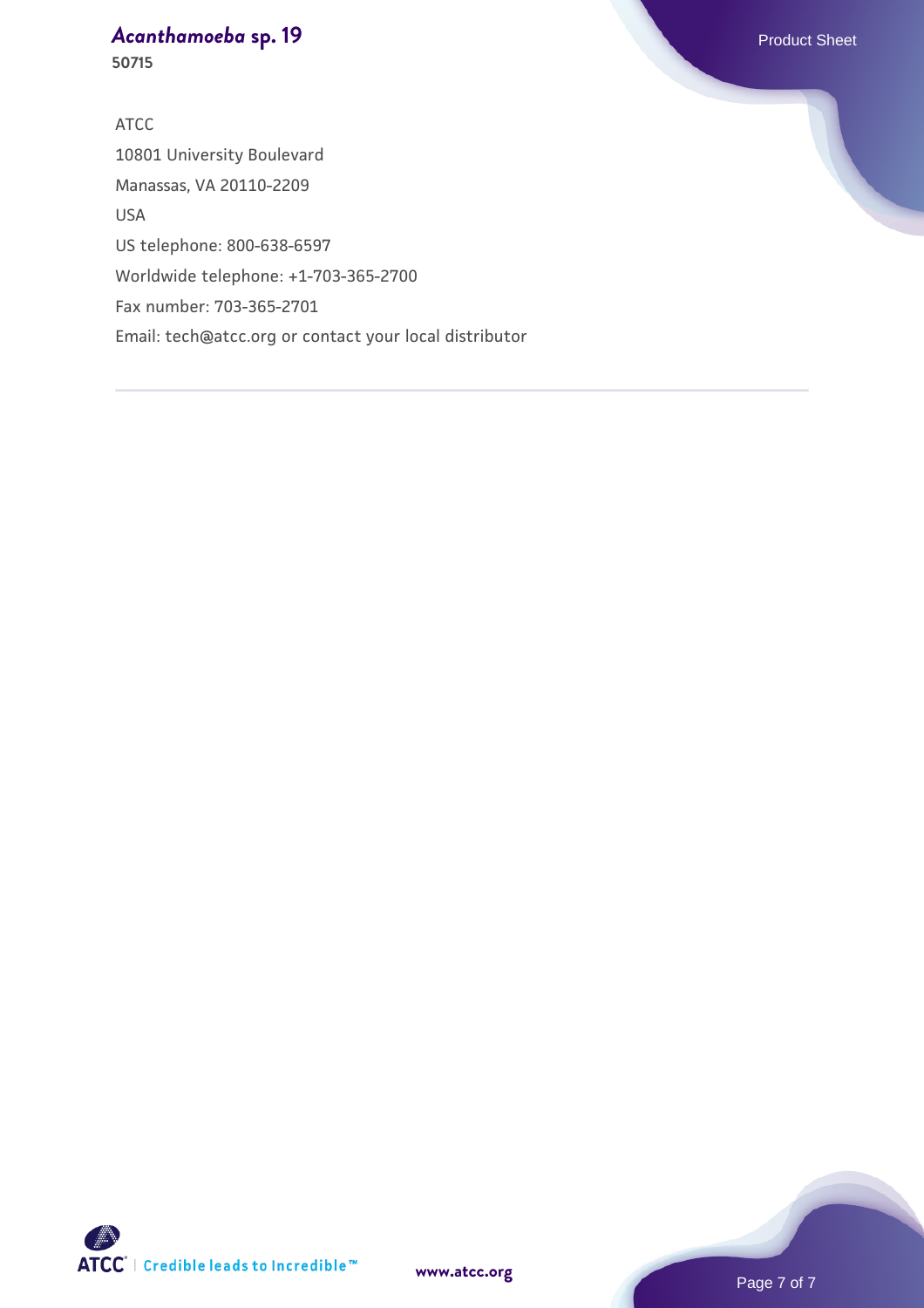ATCC

10801 University Boulevard

Manassas, VA 20110-2209

USA

US telephone: 800-638-6597

Worldwide telephone: +1-703-365-2700

Fax number: 703-365-2701

Email: tech@atcc.org or contact your local distributor